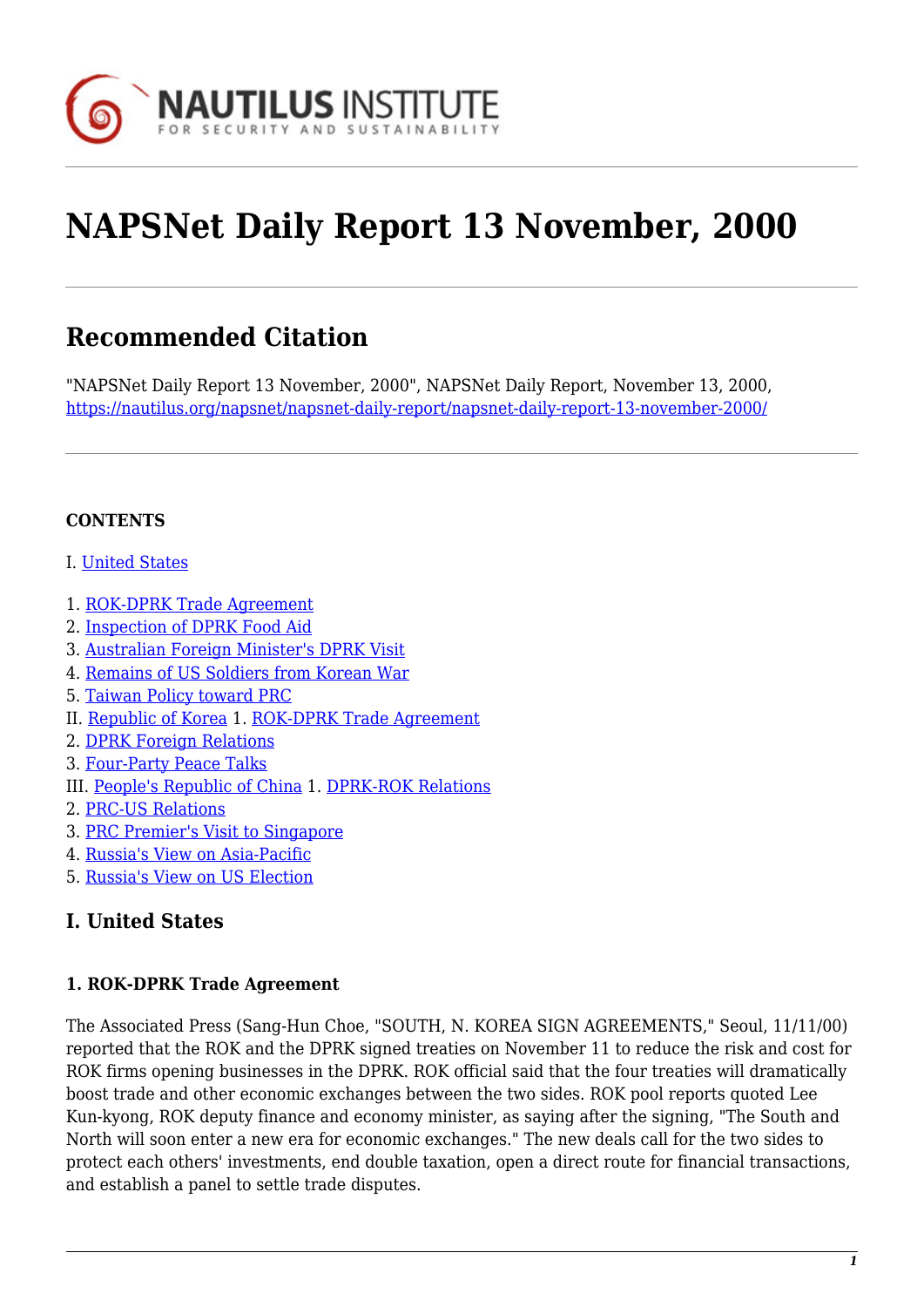# NAPSNet Daily Report 13 November, 2000

## Recommended Citation

"NAPSNet Daily Report 13 November, 2000", NAPSNet Daily Report, November 13, 2000, https://nautilus.org/napsnet/napsnet-daily-report/napsnet-daily-report-13-november-2000/

**CONTENTS**

I. United States

1. ROK-DPRK Trade Agreement
2. Inspection of DPRK Food Aid
3. Australian Foreign Minister's DPRK Visit
4. Remains of US Soldiers from Korean War
5. Taiwan Policy toward PRC

II. Republic of Korea 1. ROK-DPRK Trade Agreement
2. DPRK Foreign Relations
3. Four-Party Peace Talks

III. People's Republic of China 1. DPRK-ROK Relations
2. PRC-US Relations
3. PRC Premier's Visit to Singapore
4. Russia's View on Asia-Pacific
5. Russia's View on US Election

## I. United States

### 1. ROK-DPRK Trade Agreement

The Associated Press (Sang-Hun Choe, "SOUTH, N. KOREA SIGN AGREEMENTS," Seoul, 11/11/00) reported that the ROK and the DPRK signed treaties on November 11 to reduce the risk and cost for ROK firms opening businesses in the DPRK. ROK official said that the four treaties will dramatically boost trade and other economic exchanges between the two sides. ROK pool reports quoted Lee Kun-kyong, ROK deputy finance and economy minister, as saying after the signing, "The South and North will soon enter a new era for economic exchanges." The new deals call for the two sides to protect each others' investments, end double taxation, open a direct route for financial transactions, and establish a panel to settle trade disputes.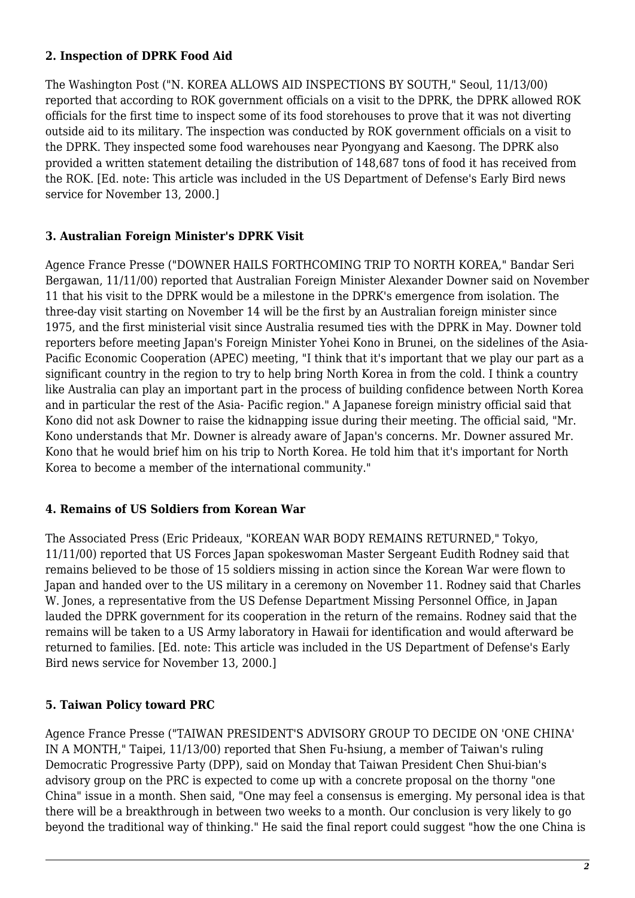### 2. Inspection of DPRK Food Aid

The Washington Post ("N. KOREA ALLOWS AID INSPECTIONS BY SOUTH," Seoul, 11/13/00) reported that according to ROK government officials on a visit to the DPRK, the DPRK allowed ROK officials for the first time to inspect some of its food storehouses to prove that it was not diverting outside aid to its military. The inspection was conducted by ROK government officials on a visit to the DPRK. They inspected some food warehouses near Pyongyang and Kaesong. The DPRK also provided a written statement detailing the distribution of 148,687 tons of food it has received from the ROK. [Ed. note: This article was included in the US Department of Defense's Early Bird news service for November 13, 2000.]

### 3. Australian Foreign Minister's DPRK Visit

Agence France Presse ("DOWNER HAILS FORTHCOMING TRIP TO NORTH KOREA," Bandar Seri Bergawan, 11/11/00) reported that Australian Foreign Minister Alexander Downer said on November 11 that his visit to the DPRK would be a milestone in the DPRK's emergence from isolation. The three-day visit starting on November 14 will be the first by an Australian foreign minister since 1975, and the first ministerial visit since Australia resumed ties with the DPRK in May. Downer told reporters before meeting Japan's Foreign Minister Yohei Kono in Brunei, on the sidelines of the Asia-Pacific Economic Cooperation (APEC) meeting, "I think that it's important that we play our part as a significant country in the region to try to help bring North Korea in from the cold. I think a country like Australia can play an important part in the process of building confidence between North Korea and in particular the rest of the Asia- Pacific region." A Japanese foreign ministry official said that Kono did not ask Downer to raise the kidnapping issue during their meeting. The official said, "Mr. Kono understands that Mr. Downer is already aware of Japan's concerns. Mr. Downer assured Mr. Kono that he would brief him on his trip to North Korea. He told him that it's important for North Korea to become a member of the international community."

### 4. Remains of US Soldiers from Korean War

The Associated Press (Eric Prideaux, "KOREAN WAR BODY REMAINS RETURNED," Tokyo, 11/11/00) reported that US Forces Japan spokeswoman Master Sergeant Eudith Rodney said that remains believed to be those of 15 soldiers missing in action since the Korean War were flown to Japan and handed over to the US military in a ceremony on November 11. Rodney said that Charles W. Jones, a representative from the US Defense Department Missing Personnel Office, in Japan lauded the DPRK government for its cooperation in the return of the remains. Rodney said that the remains will be taken to a US Army laboratory in Hawaii for identification and would afterward be returned to families. [Ed. note: This article was included in the US Department of Defense's Early Bird news service for November 13, 2000.]

### 5. Taiwan Policy toward PRC

Agence France Presse ("TAIWAN PRESIDENT'S ADVISORY GROUP TO DECIDE ON 'ONE CHINA' IN A MONTH," Taipei, 11/13/00) reported that Shen Fu-hsiung, a member of Taiwan's ruling Democratic Progressive Party (DPP), said on Monday that Taiwan President Chen Shui-bian's advisory group on the PRC is expected to come up with a concrete proposal on the thorny "one China" issue in a month. Shen said, "One may feel a consensus is emerging. My personal idea is that there will be a breakthrough in between two weeks to a month. Our conclusion is very likely to go beyond the traditional way of thinking." He said the final report could suggest "how the one China is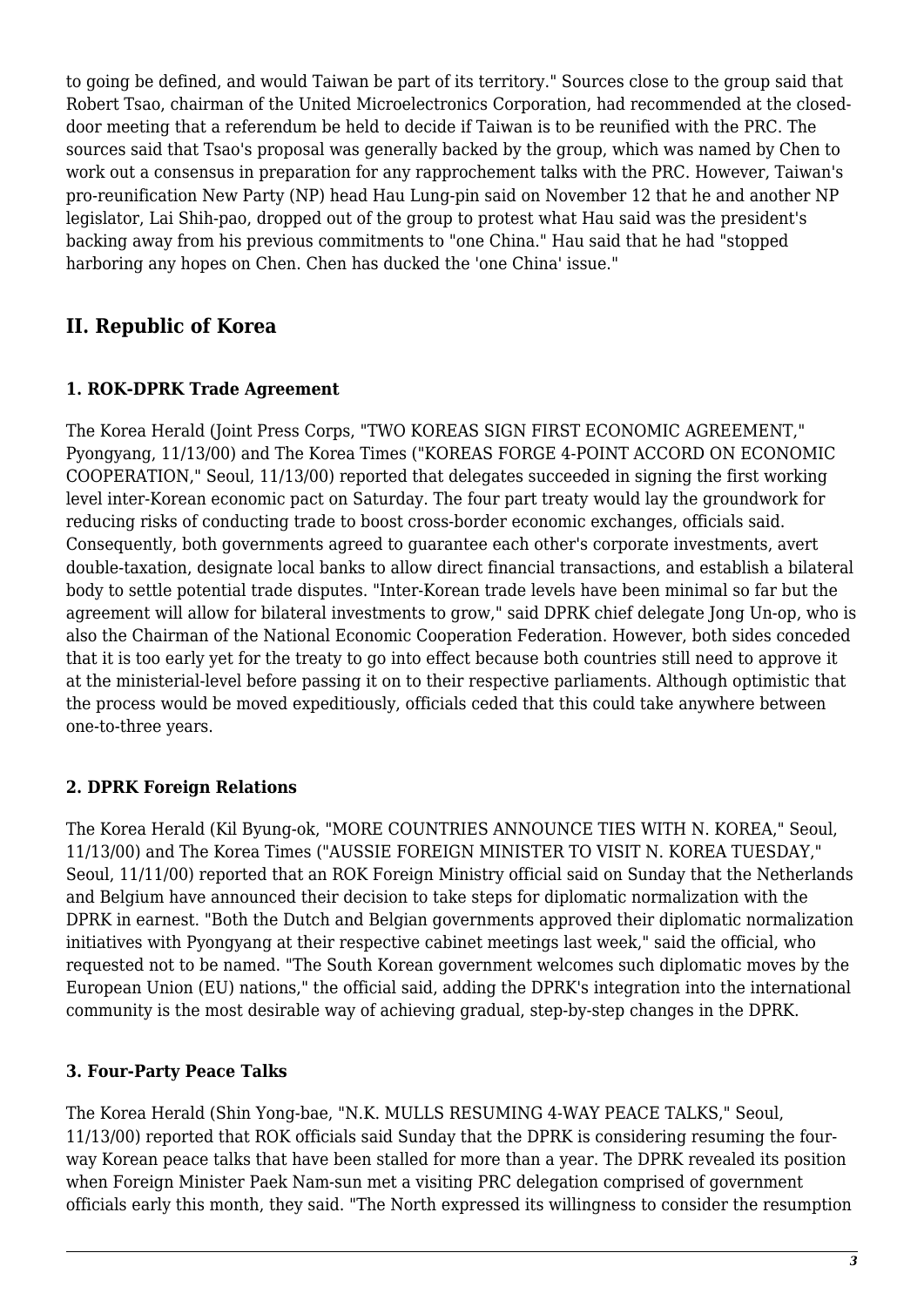to going be defined, and would Taiwan be part of its territory." Sources close to the group said that Robert Tsao, chairman of the United Microelectronics Corporation, had recommended at the closed-door meeting that a referendum be held to decide if Taiwan is to be reunified with the PRC. The sources said that Tsao's proposal was generally backed by the group, which was named by Chen to work out a consensus in preparation for any rapprochement talks with the PRC. However, Taiwan's pro-reunification New Party (NP) head Hau Lung-pin said on November 12 that he and another NP legislator, Lai Shih-pao, dropped out of the group to protest what Hau said was the president's backing away from his previous commitments to "one China." Hau said that he had "stopped harboring any hopes on Chen. Chen has ducked the 'one China' issue."

## II. Republic of Korea

### 1. ROK-DPRK Trade Agreement

The Korea Herald (Joint Press Corps, "TWO KOREAS SIGN FIRST ECONOMIC AGREEMENT," Pyongyang, 11/13/00) and The Korea Times ("KOREAS FORGE 4-POINT ACCORD ON ECONOMIC COOPERATION," Seoul, 11/13/00) reported that delegates succeeded in signing the first working level inter-Korean economic pact on Saturday. The four part treaty would lay the groundwork for reducing risks of conducting trade to boost cross-border economic exchanges, officials said. Consequently, both governments agreed to guarantee each other's corporate investments, avert double-taxation, designate local banks to allow direct financial transactions, and establish a bilateral body to settle potential trade disputes. "Inter-Korean trade levels have been minimal so far but the agreement will allow for bilateral investments to grow," said DPRK chief delegate Jong Un-op, who is also the Chairman of the National Economic Cooperation Federation. However, both sides conceded that it is too early yet for the treaty to go into effect because both countries still need to approve it at the ministerial-level before passing it on to their respective parliaments. Although optimistic that the process would be moved expeditiously, officials ceded that this could take anywhere between one-to-three years.

### 2. DPRK Foreign Relations

The Korea Herald (Kil Byung-ok, "MORE COUNTRIES ANNOUNCE TIES WITH N. KOREA," Seoul, 11/13/00) and The Korea Times ("AUSSIE FOREIGN MINISTER TO VISIT N. KOREA TUESDAY," Seoul, 11/11/00) reported that an ROK Foreign Ministry official said on Sunday that the Netherlands and Belgium have announced their decision to take steps for diplomatic normalization with the DPRK in earnest. "Both the Dutch and Belgian governments approved their diplomatic normalization initiatives with Pyongyang at their respective cabinet meetings last week," said the official, who requested not to be named. "The South Korean government welcomes such diplomatic moves by the European Union (EU) nations," the official said, adding the DPRK's integration into the international community is the most desirable way of achieving gradual, step-by-step changes in the DPRK.

### 3. Four-Party Peace Talks

The Korea Herald (Shin Yong-bae, "N.K. MULLS RESUMING 4-WAY PEACE TALKS," Seoul, 11/13/00) reported that ROK officials said Sunday that the DPRK is considering resuming the four-way Korean peace talks that have been stalled for more than a year. The DPRK revealed its position when Foreign Minister Paek Nam-sun met a visiting PRC delegation comprised of government officials early this month, they said. "The North expressed its willingness to consider the resumption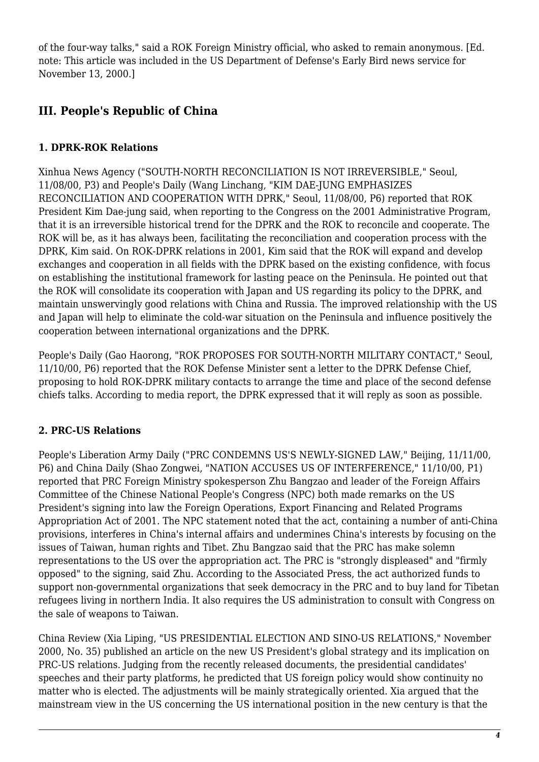of the four-way talks," said a ROK Foreign Ministry official, who asked to remain anonymous. [Ed. note: This article was included in the US Department of Defense's Early Bird news service for November 13, 2000.]

## III. People's Republic of China

### 1. DPRK-ROK Relations

Xinhua News Agency ("SOUTH-NORTH RECONCILIATION IS NOT IRREVERSIBLE," Seoul, 11/08/00, P3) and People's Daily (Wang Linchang, "KIM DAE-JUNG EMPHASIZES RECONCILIATION AND COOPERATION WITH DPRK," Seoul, 11/08/00, P6) reported that ROK President Kim Dae-jung said, when reporting to the Congress on the 2001 Administrative Program, that it is an irreversible historical trend for the DPRK and the ROK to reconcile and cooperate. The ROK will be, as it has always been, facilitating the reconciliation and cooperation process with the DPRK, Kim said. On ROK-DPRK relations in 2001, Kim said that the ROK will expand and develop exchanges and cooperation in all fields with the DPRK based on the existing confidence, with focus on establishing the institutional framework for lasting peace on the Peninsula. He pointed out that the ROK will consolidate its cooperation with Japan and US regarding its policy to the DPRK, and maintain unswervingly good relations with China and Russia. The improved relationship with the US and Japan will help to eliminate the cold-war situation on the Peninsula and influence positively the cooperation between international organizations and the DPRK.

People's Daily (Gao Haorong, "ROK PROPOSES FOR SOUTH-NORTH MILITARY CONTACT," Seoul, 11/10/00, P6) reported that the ROK Defense Minister sent a letter to the DPRK Defense Chief, proposing to hold ROK-DPRK military contacts to arrange the time and place of the second defense chiefs talks. According to media report, the DPRK expressed that it will reply as soon as possible.

### 2. PRC-US Relations

People's Liberation Army Daily ("PRC CONDEMNS US'S NEWLY-SIGNED LAW," Beijing, 11/11/00, P6) and China Daily (Shao Zongwei, "NATION ACCUSES US OF INTERFERENCE," 11/10/00, P1) reported that PRC Foreign Ministry spokesperson Zhu Bangzao and leader of the Foreign Affairs Committee of the Chinese National People's Congress (NPC) both made remarks on the US President's signing into law the Foreign Operations, Export Financing and Related Programs Appropriation Act of 2001. The NPC statement noted that the act, containing a number of anti-China provisions, interferes in China's internal affairs and undermines China's interests by focusing on the issues of Taiwan, human rights and Tibet. Zhu Bangzao said that the PRC has make solemn representations to the US over the appropriation act. The PRC is "strongly displeased" and "firmly opposed" to the signing, said Zhu. According to the Associated Press, the act authorized funds to support non-governmental organizations that seek democracy in the PRC and to buy land for Tibetan refugees living in northern India. It also requires the US administration to consult with Congress on the sale of weapons to Taiwan.

China Review (Xia Liping, "US PRESIDENTIAL ELECTION AND SINO-US RELATIONS," November 2000, No. 35) published an article on the new US President's global strategy and its implication on PRC-US relations. Judging from the recently released documents, the presidential candidates' speeches and their party platforms, he predicted that US foreign policy would show continuity no matter who is elected. The adjustments will be mainly strategically oriented. Xia argued that the mainstream view in the US concerning the US international position in the new century is that the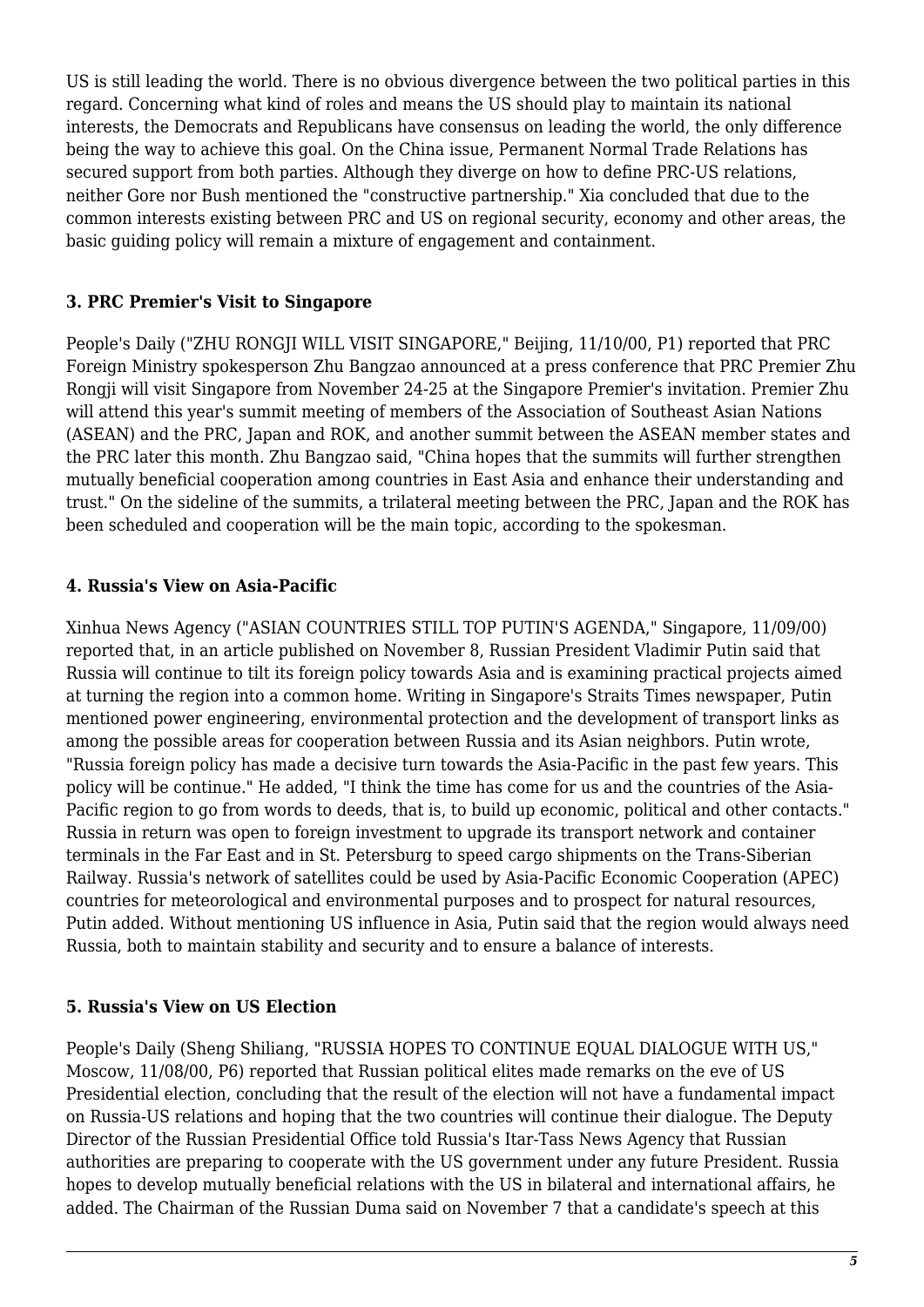US is still leading the world. There is no obvious divergence between the two political parties in this regard. Concerning what kind of roles and means the US should play to maintain its national interests, the Democrats and Republicans have consensus on leading the world, the only difference being the way to achieve this goal. On the China issue, Permanent Normal Trade Relations has secured support from both parties. Although they diverge on how to define PRC-US relations, neither Gore nor Bush mentioned the "constructive partnership." Xia concluded that due to the common interests existing between PRC and US on regional security, economy and other areas, the basic guiding policy will remain a mixture of engagement and containment.

### 3. PRC Premier's Visit to Singapore

People's Daily ("ZHU RONGJI WILL VISIT SINGAPORE," Beijing, 11/10/00, P1) reported that PRC Foreign Ministry spokesperson Zhu Bangzao announced at a press conference that PRC Premier Zhu Rongji will visit Singapore from November 24-25 at the Singapore Premier's invitation. Premier Zhu will attend this year's summit meeting of members of the Association of Southeast Asian Nations (ASEAN) and the PRC, Japan and ROK, and another summit between the ASEAN member states and the PRC later this month. Zhu Bangzao said, "China hopes that the summits will further strengthen mutually beneficial cooperation among countries in East Asia and enhance their understanding and trust." On the sideline of the summits, a trilateral meeting between the PRC, Japan and the ROK has been scheduled and cooperation will be the main topic, according to the spokesman.

### 4. Russia's View on Asia-Pacific

Xinhua News Agency ("ASIAN COUNTRIES STILL TOP PUTIN'S AGENDA," Singapore, 11/09/00) reported that, in an article published on November 8, Russian President Vladimir Putin said that Russia will continue to tilt its foreign policy towards Asia and is examining practical projects aimed at turning the region into a common home. Writing in Singapore's Straits Times newspaper, Putin mentioned power engineering, environmental protection and the development of transport links as among the possible areas for cooperation between Russia and its Asian neighbors. Putin wrote, "Russia foreign policy has made a decisive turn towards the Asia-Pacific in the past few years. This policy will be continue." He added, "I think the time has come for us and the countries of the Asia-Pacific region to go from words to deeds, that is, to build up economic, political and other contacts." Russia in return was open to foreign investment to upgrade its transport network and container terminals in the Far East and in St. Petersburg to speed cargo shipments on the Trans-Siberian Railway. Russia's network of satellites could be used by Asia-Pacific Economic Cooperation (APEC) countries for meteorological and environmental purposes and to prospect for natural resources, Putin added. Without mentioning US influence in Asia, Putin said that the region would always need Russia, both to maintain stability and security and to ensure a balance of interests.

### 5. Russia's View on US Election

People's Daily (Sheng Shiliang, "RUSSIA HOPES TO CONTINUE EQUAL DIALOGUE WITH US," Moscow, 11/08/00, P6) reported that Russian political elites made remarks on the eve of US Presidential election, concluding that the result of the election will not have a fundamental impact on Russia-US relations and hoping that the two countries will continue their dialogue. The Deputy Director of the Russian Presidential Office told Russia's Itar-Tass News Agency that Russian authorities are preparing to cooperate with the US government under any future President. Russia hopes to develop mutually beneficial relations with the US in bilateral and international affairs, he added. The Chairman of the Russian Duma said on November 7 that a candidate's speech at this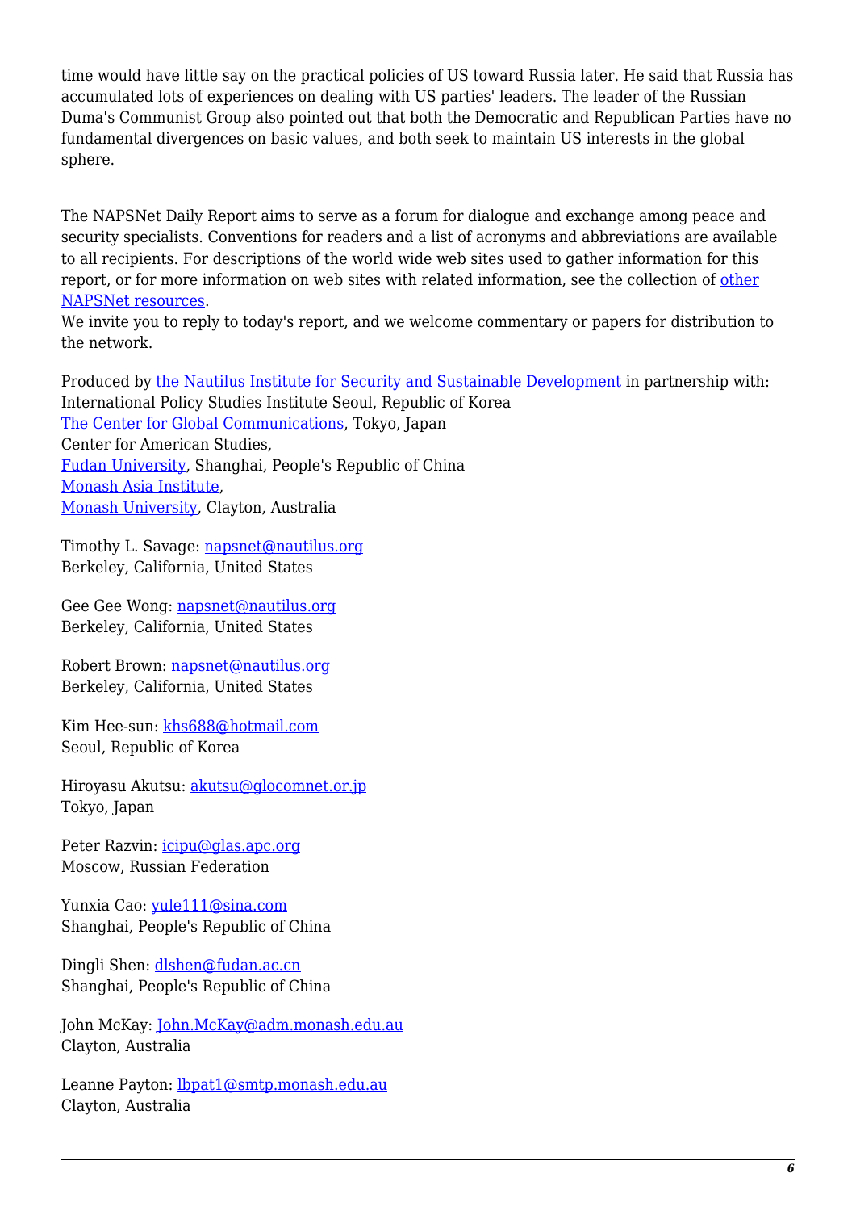time would have little say on the practical policies of US toward Russia later. He said that Russia has accumulated lots of experiences on dealing with US parties' leaders. The leader of the Russian Duma's Communist Group also pointed out that both the Democratic and Republican Parties have no fundamental divergences on basic values, and both seek to maintain US interests in the global sphere.

The NAPSNet Daily Report aims to serve as a forum for dialogue and exchange among peace and security specialists. Conventions for readers and a list of acronyms and abbreviations are available to all recipients. For descriptions of the world wide web sites used to gather information for this report, or for more information on web sites with related information, see the collection of other NAPSNet resources.
We invite you to reply to today's report, and we welcome commentary or papers for distribution to the network.

Produced by the Nautilus Institute for Security and Sustainable Development in partnership with:
International Policy Studies Institute Seoul, Republic of Korea
The Center for Global Communications, Tokyo, Japan
Center for American Studies,
Fudan University, Shanghai, People's Republic of China
Monash Asia Institute,
Monash University, Clayton, Australia

Timothy L. Savage: napsnet@nautilus.org
Berkeley, California, United States

Gee Gee Wong: napsnet@nautilus.org
Berkeley, California, United States

Robert Brown: napsnet@nautilus.org
Berkeley, California, United States

Kim Hee-sun: khs688@hotmail.com
Seoul, Republic of Korea

Hiroyasu Akutsu: akutsu@glocomnet.or.jp
Tokyo, Japan

Peter Razvin: icipu@glas.apc.org
Moscow, Russian Federation

Yunxia Cao: yule111@sina.com
Shanghai, People's Republic of China

Dingli Shen: dlshen@fudan.ac.cn
Shanghai, People's Republic of China

John McKay: John.McKay@adm.monash.edu.au
Clayton, Australia

Leanne Payton: lbpat1@smtp.monash.edu.au
Clayton, Australia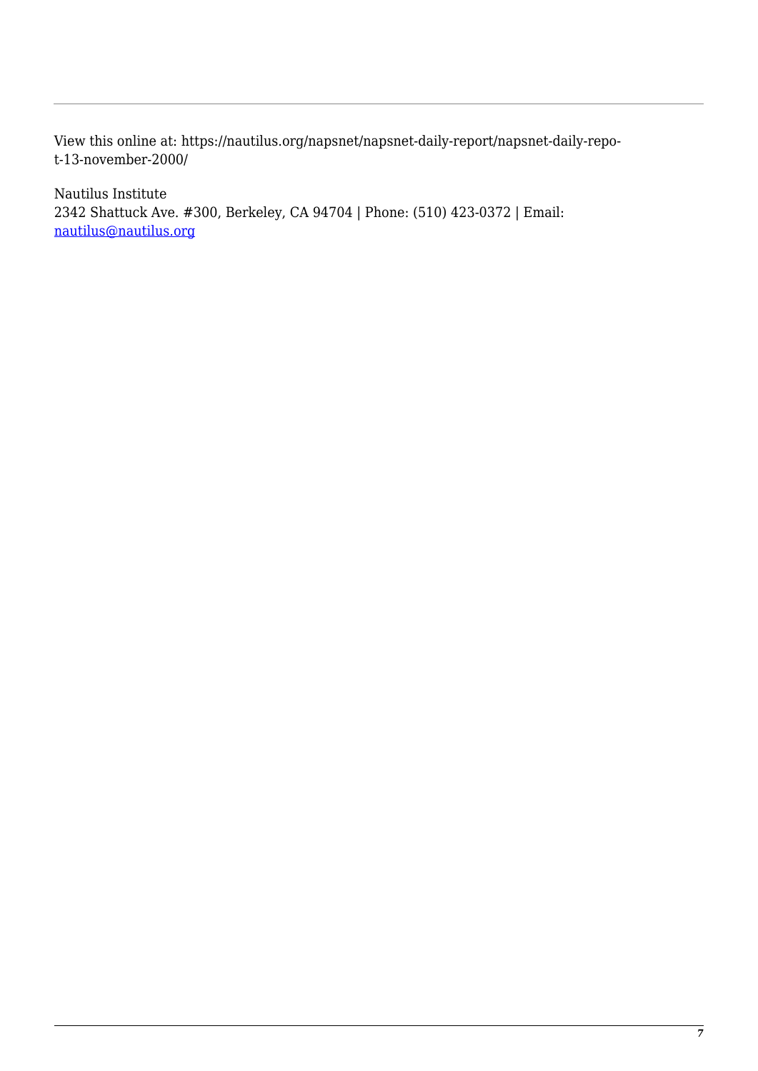View this online at: https://nautilus.org/napsnet/napsnet-daily-report/napsnet-daily-report-13-november-2000/

Nautilus Institute
2342 Shattuck Ave. #300, Berkeley, CA 94704 | Phone: (510) 423-0372 | Email: nautilus@nautilus.org